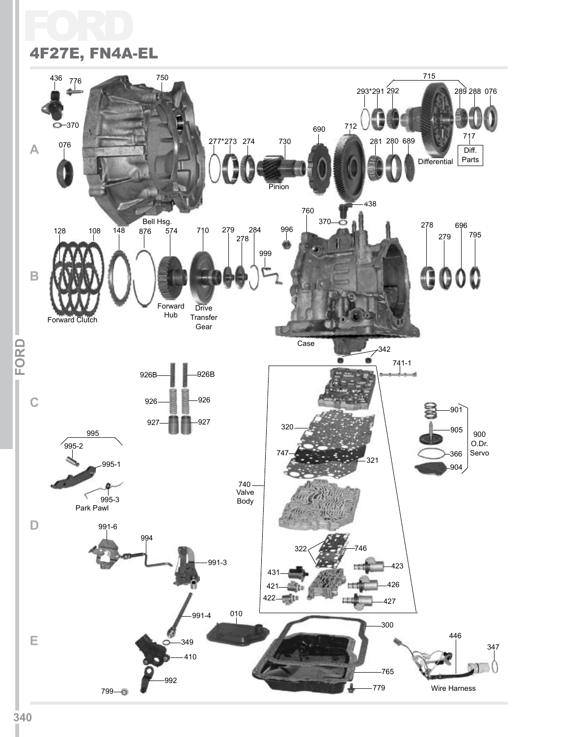# FORD

## 4F27E, FN4A-EL

436 776 750 715

293*291 292 289 288 076

370 690 712 717

076 277*273 274 730 281 280 689 Diff. Parts

Pinion Differential

438

760

Bell Hsg. 370 278 696

128 108 148 876 574 710 279 284 996 279 795

278

999

Forward Hub Drive Transfer Gear

Forward Clutch

Case

342

741-1

926B 926B

926 926 901

927 927 905 900 O.Dr. Servo

320

995 366

995-2 747 321 904

995-1

740 Valve Body

995-3

Park Pawl

991-6

994 322 746

991-3 431 423

421 426

422 427

991-4 010

300

349 446

410 347

765

992

799 779 Wire Harness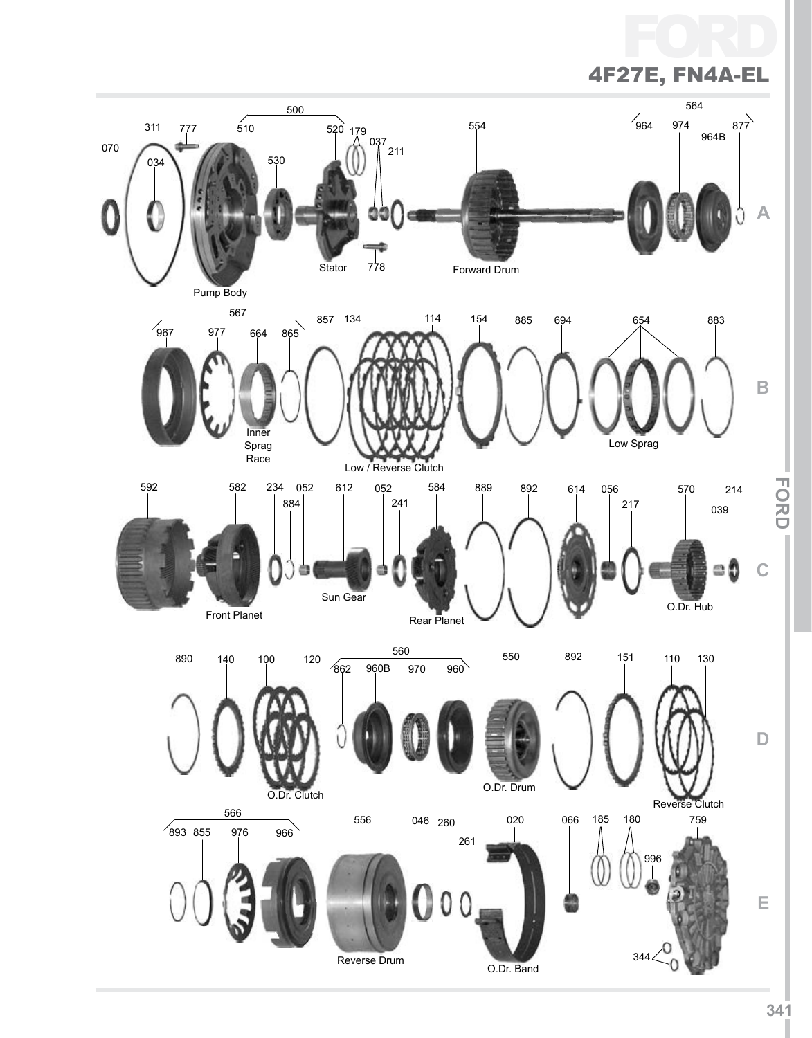# FORD

## 4F27E, FN4A-EL

500
510
520
530
564
964
974
964B
877
070
311
034
777
179
037
211
554
778
Pump Body
Stator
Forward Drum

A

567
967
977
664
865
857
134
114
154
885
694
654
883
Inner Sprag Race
Low / Reverse Clutch
Low Sprag

B

592
582
234
884
052
612
052
241
584
889
892
614
056
217
570
214
039
Front Planet
Sun Gear
Rear Planet
O.Dr. Hub

C

890
140
100
120
560
862
960B
970
960
550
892
151
110
130
O.Dr. Clutch
O.Dr. Drum
Reverse Clutch

D

566
893
855
976
966
556
046
260
261
020
066
185
180
996
759
344
Reverse Drum
O.Dr. Band

E

FORD